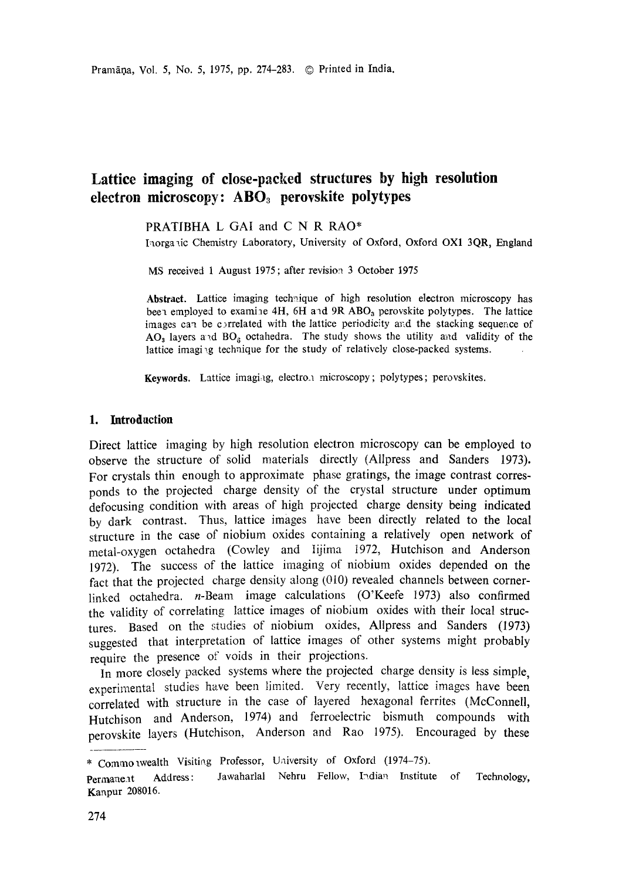# Lattice imaging of close-packed structures by high resolution electron microscopy: $ABO_3$ perovskite polytypes

PRATIBHA L GAI and C N R RAO*

Inorganic Chemistry Laboratory, University of Oxford, Oxford OX1 3QR, England

MS received 1 August 1975; after revision 3 October 1975

**Abstract.** Lattice imaging technique of high resolution electron microscopy has been employed to examine 4H, 6H and 9R $ABO_3$ perovskite polytypes. The lattice images can be correlated with the lattice periodicity and the stacking sequence of $AO_3$ layers and $BO_6$ octahedra. The study shows the utility and validity of the lattice imaging technique for the study of relatively close-packed systems.

**Keywords.** Lattice imaging, electron microscopy; polytypes; perovskites.

## 1. Introduction

Direct lattice imaging by high resolution electron microscopy can be employed to observe the structure of solid materials directly (Allpress and Sanders 1973). For crystals thin enough to approximate phase gratings, the image contrast corresponds to the projected charge density of the crystal structure under optimum defocusing condition with areas of high projected charge density being indicated by dark contrast. Thus, lattice images have been directly related to the local structure in the case of niobium oxides containing a relatively open network of metal-oxygen octahedra (Cowley and Iijima 1972, Hutchison and Anderson 1972). The success of the lattice imaging of niobium oxides depended on the fact that the projected charge density along (010) revealed channels between corner-linked octahedra. *n*-Beam image calculations (O'Keefe 1973) also confirmed the validity of correlating lattice images of niobium oxides with their local structures. Based on the studies of niobium oxides, Allpress and Sanders (1973) suggested that interpretation of lattice images of other systems might probably require the presence of voids in their projections.

In more closely packed systems where the projected charge density is less simple, experimental studies have been limited. Very recently, lattice images have been correlated with structure in the case of layered hexagonal ferrites (McConnell, Hutchison and Anderson, 1974) and ferroelectric bismuth compounds with perovskite layers (Hutchison, Anderson and Rao 1975). Encouraged by these

---

* Commonwealth Visiting Professor, University of Oxford (1974–75).

Permanent Address: Jawaharlal Nehru Fellow, Indian Institute of Technology, Kanpur 208016.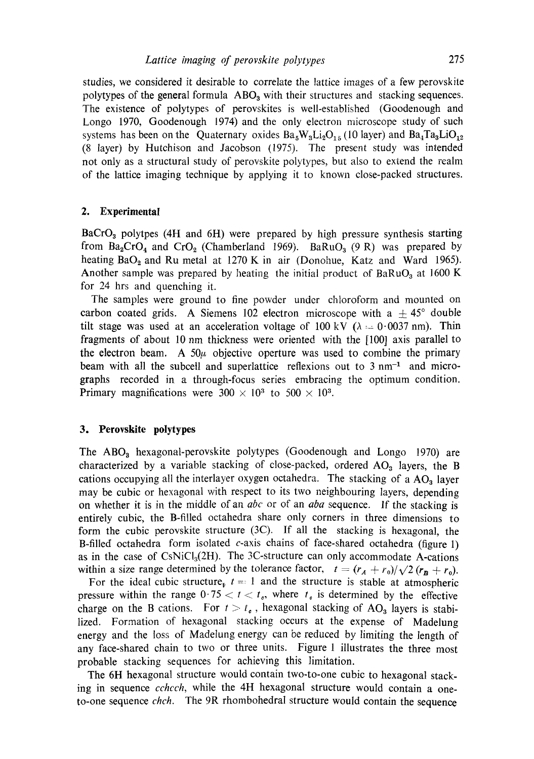studies, we considered it desirable to correlate the lattice images of a few perovskite polytypes of the general formula $ABO_3$ with their structures and stacking sequences. The existence of polytypes of perovskites is well-established (Goodenough and Longo 1970, Goodenough 1974) and the only electron microscope study of such systems has been on the Quaternary oxides $Ba_5W_3Li_2O_{15}$ (10 layer) and $Ba_4Ta_3LiO_{12}$ (8 layer) by Hutchison and Jacobson (1975). The present study was intended not only as a structural study of perovskite polytypes, but also to extend the realm of the lattice imaging technique by applying it to known close-packed structures.

## 2. Experimental

$BaCrO_3$ polytpes (4H and 6H) were prepared by high pressure synthesis starting from $Ba_2CrO_4$ and $CrO_2$ (Chamberland 1969). $BaRuO_3$ (9 R) was prepared by heating $BaO_2$ and Ru metal at 1270 K in air (Donohue, Katz and Ward 1965). Another sample was prepared by heating the initial product of $BaRuO_3$ at 1600 K for 24 hrs and quenching it.

The samples were ground to fine powder under chloroform and mounted on carbon coated grids. A Siemens 102 electron microscope with a $\pm 45°$ double tilt stage was used at an acceleration voltage of 100 kV ($\lambda = 0{\cdot}0037$ nm). Thin fragments of about 10 nm thickness were oriented with the [100] axis parallel to the electron beam. A $50\mu$ objective operture was used to combine the primary beam with all the subcell and superlattice reflexions out to 3 $nm^{-1}$ and micrographs recorded in a through-focus series embracing the optimum condition. Primary magnifications were $300 \times 10^3$ to $500 \times 10^3$.

## 3. Perovskite polytypes

The $ABO_3$ hexagonal-perovskite polytypes (Goodenough and Longo 1970) are characterized by a variable stacking of close-packed, ordered $AO_3$ layers, the B cations occupying all the interlayer oxygen octahedra. The stacking of a $AO_3$ layer may be cubic or hexagonal with respect to its two neighbouring layers, depending on whether it is in the middle of an *abc* or of an *aba* sequence. If the stacking is entirely cubic, the B-filled octahedra share only corners in three dimensions to form the cubic perovskite structure (3C). If all the stacking is hexagonal, the B-filled octahedra form isolated *c*-axis chains of face-shared octahedra (figure 1) as in the case of $CsNiCl_3$(2H). The 3C-structure can only accommodate A-cations within a size range determined by the tolerance factor, $t = (r_A + r_0)/\sqrt{2}\,(r_B + r_0)$.

For the ideal cubic structure, $t = 1$ and the structure is stable at atmospheric pressure within the range $0{\cdot}75 < t < t_c$, where $t_c$ is determined by the effective charge on the B cations. For $t > t_c$, hexagonal stacking of $AO_3$ layers is stabilized. Formation of hexagonal stacking occurs at the expense of Madelung energy and the loss of Madelung energy can be reduced by limiting the length of any face-shared chain to two or three units. Figure 1 illustrates the three most probable stacking sequences for achieving this limitation.

The 6H hexagonal structure would contain two-to-one cubic to hexagonal stacking in sequence *cchcch*, while the 4H hexagonal structure would contain a one-to-one sequence *chch*. The 9R rhombohedral structure would contain the sequence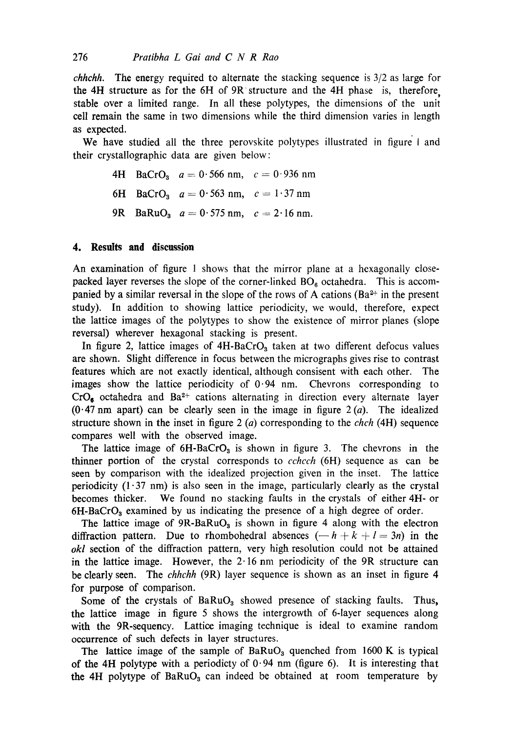*chhchh*. The energy required to alternate the stacking sequence is 3/2 as large for the 4H structure as for the 6H of 9R structure and the 4H phase is, therefore, stable over a limited range. In all these polytypes, the dimensions of the unit cell remain the same in two dimensions while the third dimension varies in length as expected.

We have studied all the three perovskite polytypes illustrated in figure 1 and their crystallographic data are given below:

4H $BaCrO_3$ $a = 0{\cdot}566$ nm, $c = 0{\cdot}936$ nm

6H $BaCrO_3$ $a = 0{\cdot}563$ nm, $c = 1{\cdot}37$ nm

9R $BaRuO_3$ $a = 0{\cdot}575$ nm, $c = 2{\cdot}16$ nm.

## 4. Results and discussion

An examination of figure 1 shows that the mirror plane at a hexagonally close-packed layer reverses the slope of the corner-linked $BO_6$ octahedra. This is accompanied by a similar reversal in the slope of the rows of A cations ($Ba^{2+}$ in the present study). In addition to showing lattice periodicity, we would, therefore, expect the lattice images of the polytypes to show the existence of mirror planes (slope reversal) wherever hexagonal stacking is present.

In figure 2, lattice images of 4H-$BaCrO_3$ taken at two different defocus values are shown. Slight difference in focus between the micrographs gives rise to contrast features which are not exactly identical, although consisent with each other. The images show the lattice periodicity of 0·94 nm. Chevrons corresponding to $CrO_6$ octahedra and $Ba^{2+}$ cations alternating in direction every alternate layer (0·47 nm apart) can be clearly seen in the image in figure 2 (*a*). The idealized structure shown in the inset in figure 2 (*a*) corresponding to the *chch* (4H) sequence compares well with the observed image.

The lattice image of 6H-$BaCrO_3$ is shown in figure 3. The chevrons in the thinner portion of the crystal corresponds to *cchcch* (6H) sequence as can be seen by comparison with the idealized projection given in the inset. The lattice periodicity (1·37 nm) is also seen in the image, particularly clearly as the crystal becomes thicker. We found no stacking faults in the crystals of either 4H- or 6H-$BaCrO_3$ examined by us indicating the presence of a high degree of order.

The lattice image of 9R-$BaRuO_3$ is shown in figure 4 along with the electron diffraction pattern. Due to rhombohedral absences ($-h + k + l = 3n$) in the *okl* section of the diffraction pattern, very high resolution could not be attained in the lattice image. However, the 2·16 nm periodicity of the 9R structure can be clearly seen. The *chhchh* (9R) layer sequence is shown as an inset in figure 4 for purpose of comparison.

Some of the crystals of $BaRuO_3$ showed presence of stacking faults. Thus, the lattice image in figure 5 shows the intergrowth of 6-layer sequences along with the 9R-sequency. Lattice imaging technique is ideal to examine random occurrence of such defects in layer structures.

The lattice image of the sample of $BaRuO_3$ quenched from 1600 K is typical of the 4H polytype with a periodicty of 0·94 nm (figure 6). It is interesting that the 4H polytype of $BaRuO_3$ can indeed be obtained at room temperature by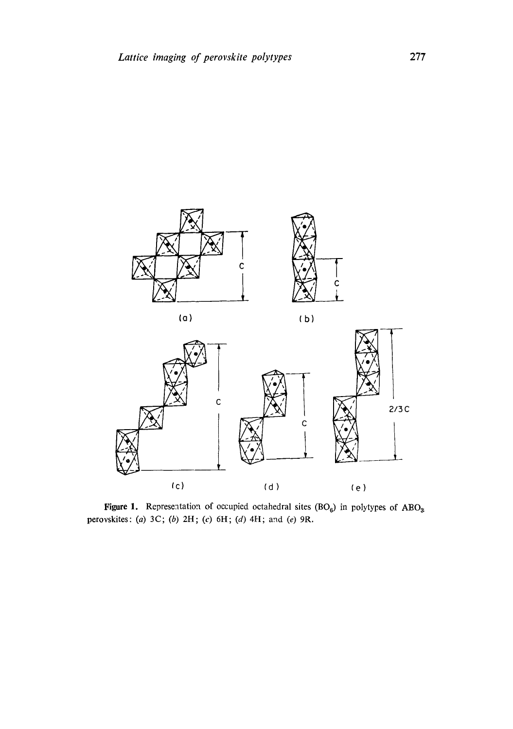**Figure 1.** Representation of occupied octahedral sites ($BO_6$) in polytypes of $ABO_3$ perovskites: (*a*) 3C; (*b*) 2H; (*c*) 6H; (*d*) 4H; and (*e*) 9R.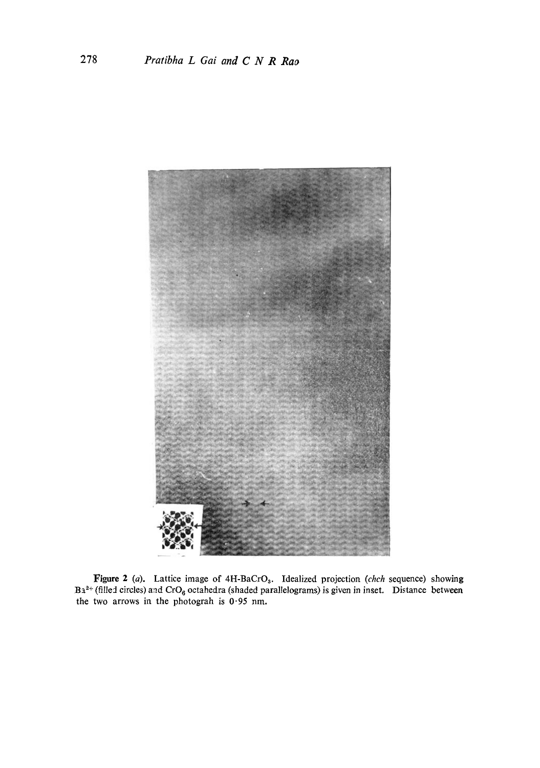**Figure 2** (*a*). Lattice image of 4H-$BaCrO_3$. Idealized projection (*chch* sequence) showing $Ba^{2+}$ (filled circles) and $CrO_6$ octahedra (shaded parallelograms) is given in inset. Distance between the two arrows in the photograph is 0·95 nm.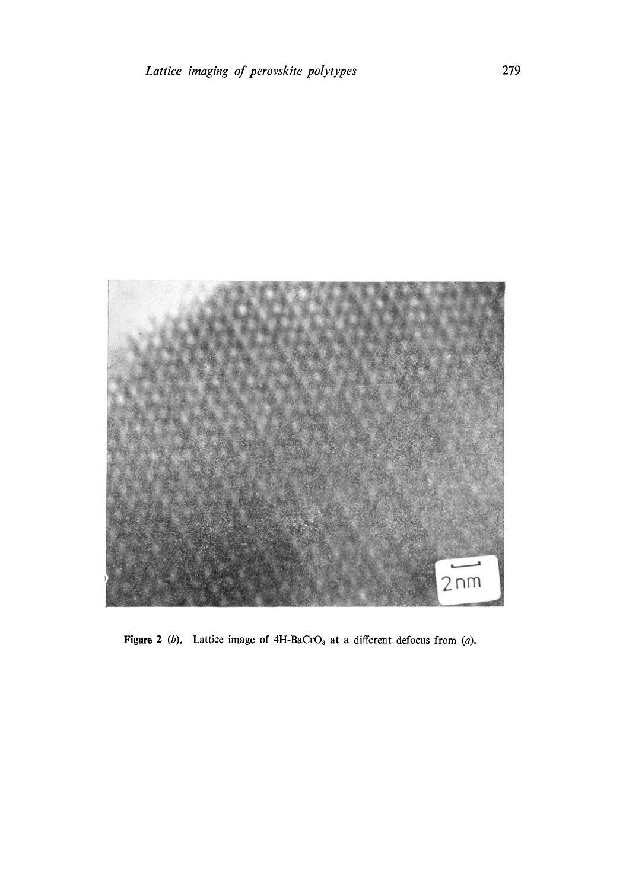**Figure 2** (*b*). Lattice image of 4H-$BaCrO_3$ at a different defocus from (*a*).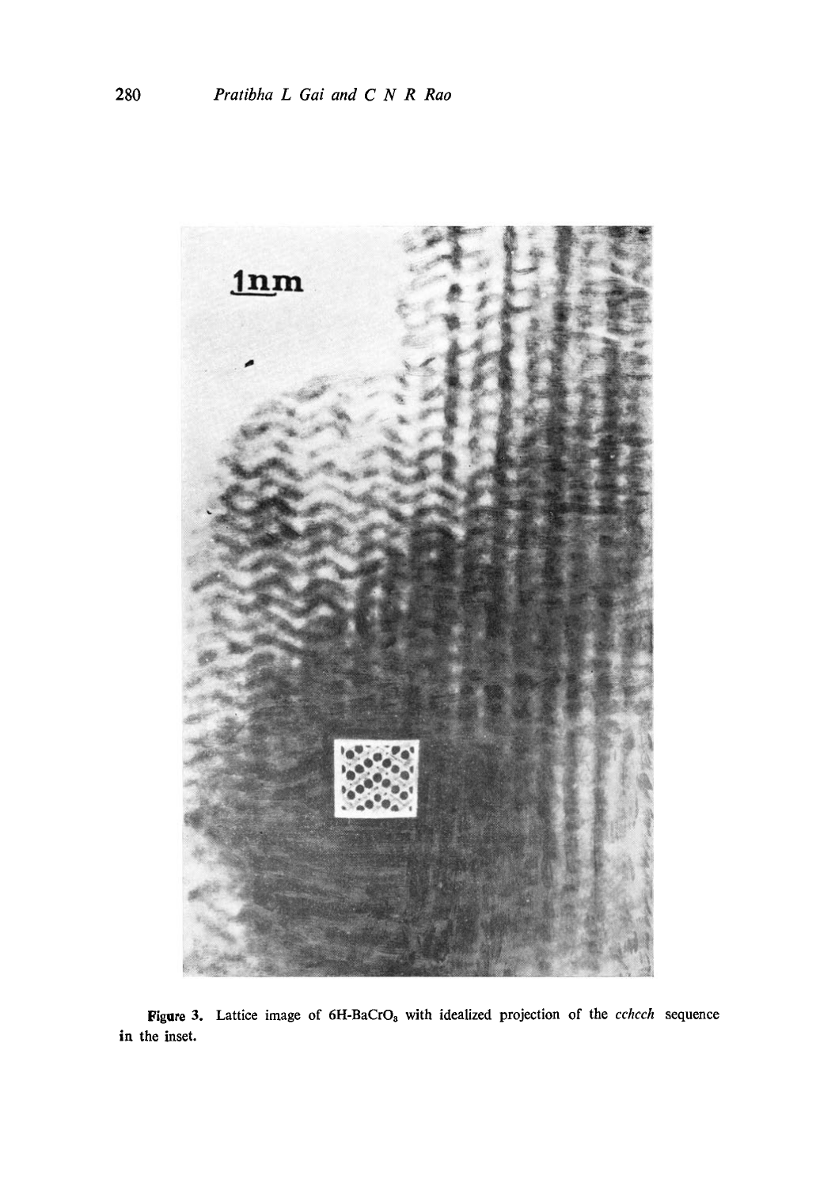**Figure 3.** Lattice image of 6H-$BaCrO_3$ with idealized projection of the *cchcch* sequence in the inset.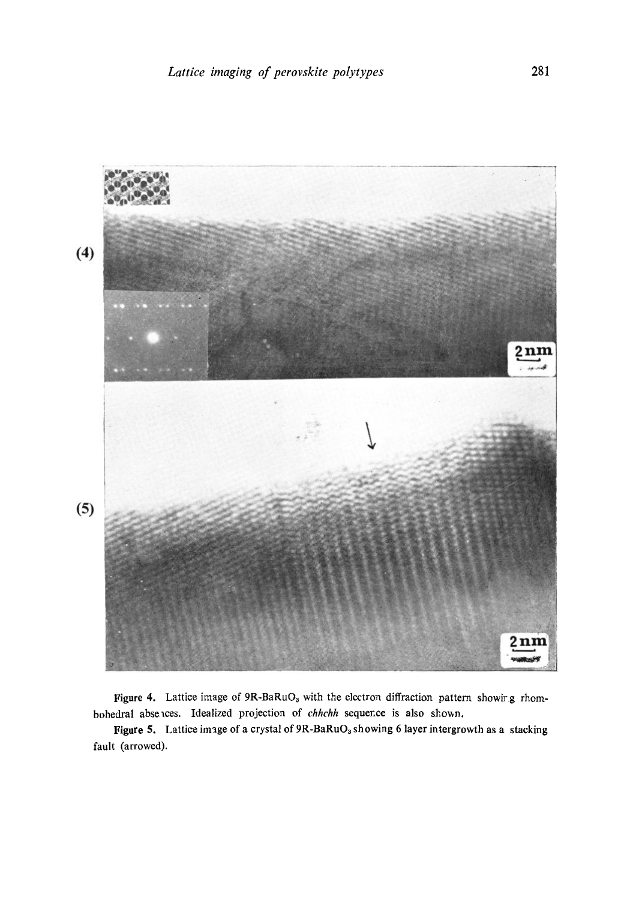**Figure 4.** Lattice image of 9R-$BaRuO_3$ with the electron diffraction pattern showing rhombohedral absences. Idealized projection of *chhchh* sequence is also shown.

**Figure 5.** Lattice image of a crystal of 9R-$BaRuO_3$ showing 6 layer intergrowth as a stacking fault (arrowed).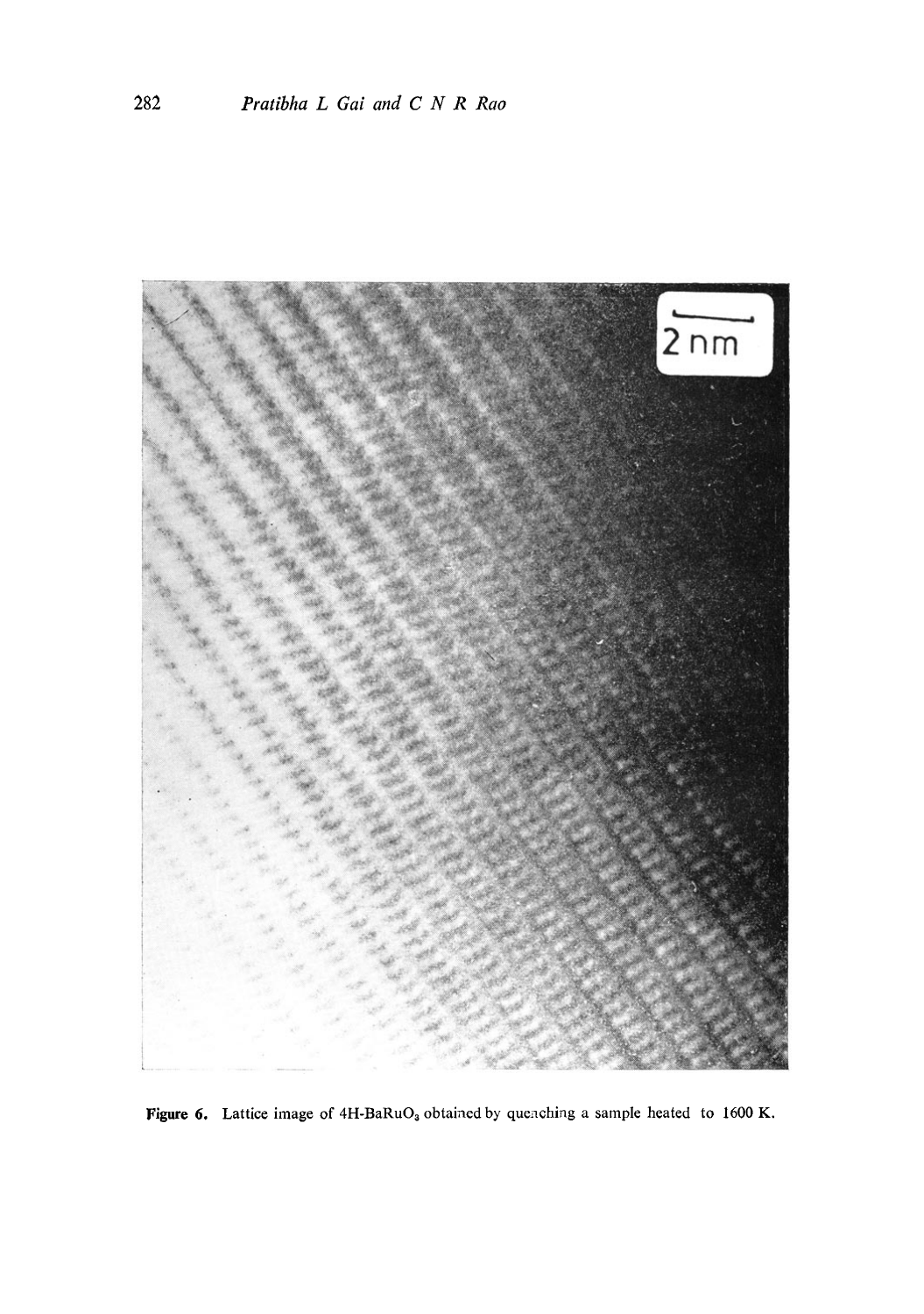**Figure 6.** Lattice image of 4H-$BaRuO_3$ obtained by quenching a sample heated to 1600 K.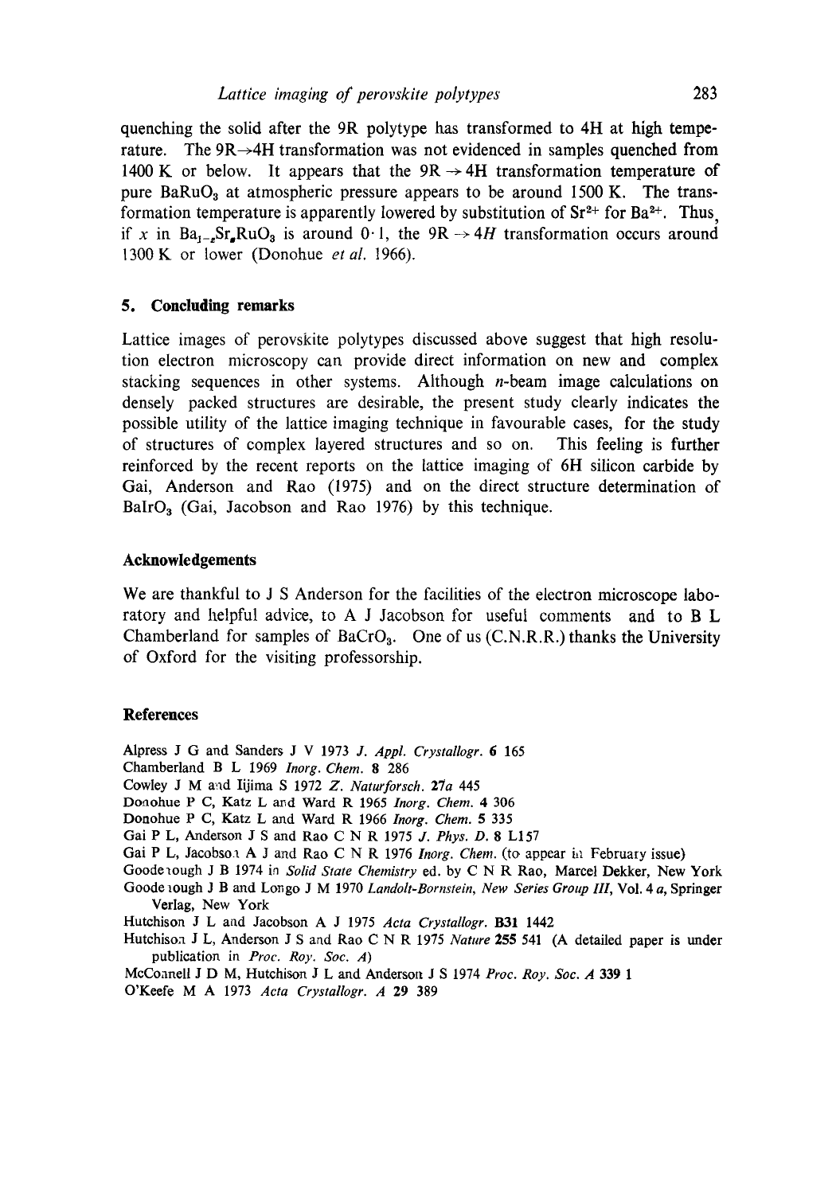quenching the solid after the 9R polytype has transformed to 4H at high temperature. The 9R→4H transformation was not evidenced in samples quenched from 1400 K or below. It appears that the 9R → 4H transformation temperature of pure $BaRuO_3$ at atmospheric pressure appears to be around 1500 K. The transformation temperature is apparently lowered by substitution of $Sr^{2+}$ for $Ba^{2+}$. Thus, if $x$ in $Ba_{1-x}Sr_xRuO_3$ is around 0·1, the 9R → 4H transformation occurs around 1300 K or lower (Donohue *et al.* 1966).

## 5. Concluding remarks

Lattice images of perovskite polytypes discussed above suggest that high resolution electron microscopy can provide direct information on new and complex stacking sequences in other systems. Although $n$-beam image calculations on densely packed structures are desirable, the present study clearly indicates the possible utility of the lattice imaging technique in favourable cases, for the study of structures of complex layered structures and so on. This feeling is further reinforced by the recent reports on the lattice imaging of 6H silicon carbide by Gai, Anderson and Rao (1975) and on the direct structure determination of $BaIrO_3$ (Gai, Jacobson and Rao 1976) by this technique.

## Acknowledgements

We are thankful to J S Anderson for the facilities of the electron microscope laboratory and helpful advice, to A J Jacobson for useful comments and to B L Chamberland for samples of $BaCrO_3$. One of us (C.N.R.R.) thanks the University of Oxford for the visiting professorship.

## References

Alpress J G and Sanders J V 1973 *J. Appl. Crystallogr.* **6** 165

Chamberland B L 1969 *Inorg. Chem.* **8** 286

Cowley J M and Iijima S 1972 *Z. Naturforsch.* **27a** 445

Donohue P C, Katz L and Ward R 1965 *Inorg. Chem.* **4** 306

Donohue P C, Katz L and Ward R 1966 *Inorg. Chem.* **5** 335

Gai P L, Anderson J S and Rao C N R 1975 *J. Phys. D.* **8** L157

Gai P L, Jacobson A J and Rao C N R 1976 *Inorg. Chem.* (to appear in February issue)

Goodenough J B 1974 in *Solid State Chemistry* ed. by C N R Rao, Marcel Dekker, New York

Goodenough J B and Longo J M 1970 *Landolt-Bornstein, New Series Group III*, Vol. 4 *a*, Springer Verlag, New York

Hutchison J L and Jacobson A J 1975 *Acta Crystallogr.* **B31** 1442

Hutchison J L, Anderson J S and Rao C N R 1975 *Nature* **255** 541 (A detailed paper is under publication in *Proc. Roy. Soc. A*)

McConnell J D M, Hutchison J L and Anderson J S 1974 *Proc. Roy. Soc. A* **339** 1

O'Keefe M A 1973 *Acta Crystallogr. A* **29** 389